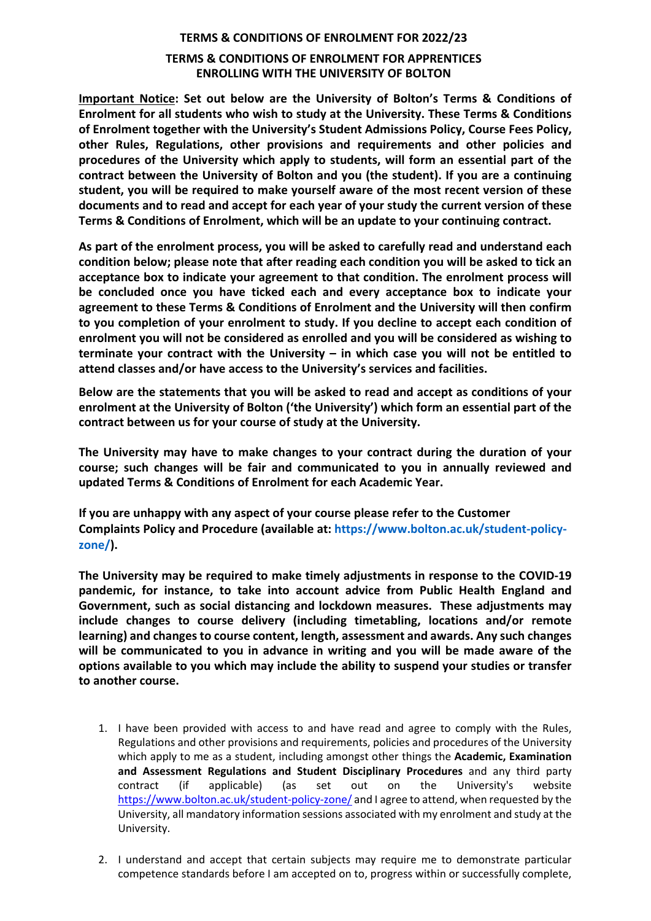# TERMS & CONDITIONS OF ENROLMENT FOR 2022/23

## TERMS & CONDITIONS OF ENROLMENT FOR APPRENTICES ENROLLING WITH THE UNIVERSITY OF BOLTON

**Important Notice: Set out below are the University of Bolton's Terms & Conditions of Enrolment for all students who wish to study at the University. These Terms & Conditions of Enrolment together with the University's Student Admissions Policy, Course Fees Policy, other Rules, Regulations, other provisions and requirements and other policies and procedures of the University which apply to students, will form an essential part of the contract between the University of Bolton and you (the student). If you are a continuing student, you will be required to make yourself aware of the most recent version of these documents and to read and accept for each year of your study the current version of these Terms & Conditions of Enrolment, which will be an update to your continuing contract.**

**As part of the enrolment process, you will be asked to carefully read and understand each condition below; please note that after reading each condition you will be asked to tick an acceptance box to indicate your agreement to that condition. The enrolment process will be concluded once you have ticked each and every acceptance box to indicate your agreement to these Terms & Conditions of Enrolment and the University will then confirm to you completion of your enrolment to study. If you decline to accept each condition of enrolment you will not be considered as enrolled and you will be considered as wishing to terminate your contract with the University – in which case you will not be entitled to attend classes and/or have access to the University's services and facilities.**

**Below are the statements that you will be asked to read and accept as conditions of your enrolment at the University of Bolton ('the University') which form an essential part of the contract between us for your course of study at the University.**

**The University may have to make changes to your contract during the duration of your course; such changes will be fair and communicated to you in annually reviewed and updated Terms & Conditions of Enrolment for each Academic Year.**

**If you are unhappy with any aspect of your course please refer to the Customer Complaints Policy and Procedure (available at: https://www.bolton.ac.uk/student-policy-zone/).**

**The University may be required to make timely adjustments in response to the COVID-19 pandemic, for instance, to take into account advice from Public Health England and Government, such as social distancing and lockdown measures. These adjustments may include changes to course delivery (including timetabling, locations and/or remote learning) and changes to course content, length, assessment and awards. Any such changes will be communicated to you in advance in writing and you will be made aware of the options available to you which may include the ability to suspend your studies or transfer to another course.**

1. I have been provided with access to and have read and agree to comply with the Rules, Regulations and other provisions and requirements, policies and procedures of the University which apply to me as a student, including amongst other things the **Academic, Examination and Assessment Regulations and Student Disciplinary Procedures** and any third party contract (if applicable) (as set out on the University's website https://www.bolton.ac.uk/student-policy-zone/ and I agree to attend, when requested by the University, all mandatory information sessions associated with my enrolment and study at the University.

2. I understand and accept that certain subjects may require me to demonstrate particular competence standards before I am accepted on to, progress within or successfully complete,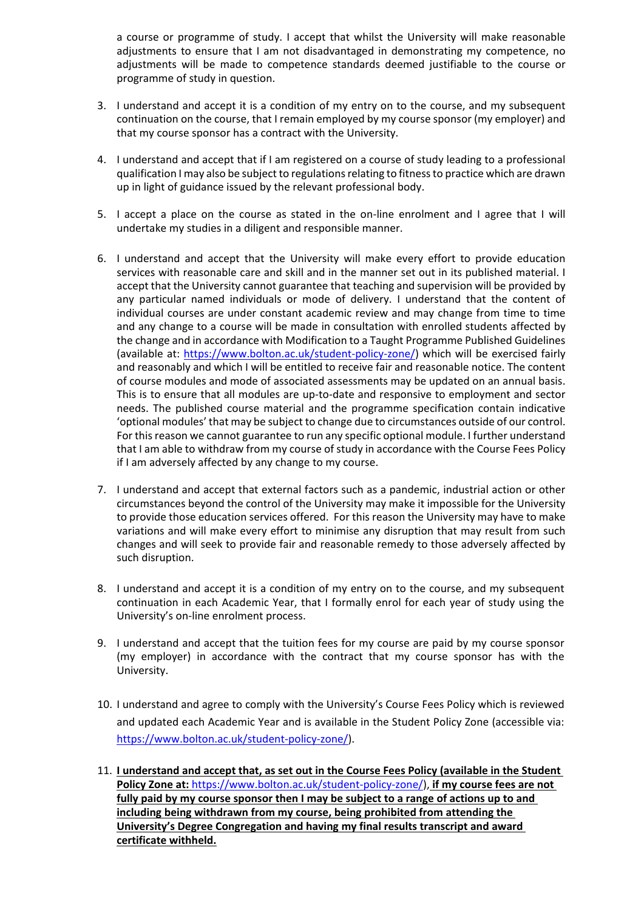a course or programme of study. I accept that whilst the University will make reasonable adjustments to ensure that I am not disadvantaged in demonstrating my competence, no adjustments will be made to competence standards deemed justifiable to the course or programme of study in question.

3. I understand and accept it is a condition of my entry on to the course, and my subsequent continuation on the course, that I remain employed by my course sponsor (my employer) and that my course sponsor has a contract with the University.

4. I understand and accept that if I am registered on a course of study leading to a professional qualification I may also be subject to regulations relating to fitness to practice which are drawn up in light of guidance issued by the relevant professional body.

5. I accept a place on the course as stated in the on-line enrolment and I agree that I will undertake my studies in a diligent and responsible manner.

6. I understand and accept that the University will make every effort to provide education services with reasonable care and skill and in the manner set out in its published material. I accept that the University cannot guarantee that teaching and supervision will be provided by any particular named individuals or mode of delivery. I understand that the content of individual courses are under constant academic review and may change from time to time and any change to a course will be made in consultation with enrolled students affected by the change and in accordance with Modification to a Taught Programme Published Guidelines (available at: https://www.bolton.ac.uk/student-policy-zone/) which will be exercised fairly and reasonably and which I will be entitled to receive fair and reasonable notice. The content of course modules and mode of associated assessments may be updated on an annual basis. This is to ensure that all modules are up-to-date and responsive to employment and sector needs. The published course material and the programme specification contain indicative 'optional modules' that may be subject to change due to circumstances outside of our control. For this reason we cannot guarantee to run any specific optional module. I further understand that I am able to withdraw from my course of study in accordance with the Course Fees Policy if I am adversely affected by any change to my course.

7. I understand and accept that external factors such as a pandemic, industrial action or other circumstances beyond the control of the University may make it impossible for the University to provide those education services offered. For this reason the University may have to make variations and will make every effort to minimise any disruption that may result from such changes and will seek to provide fair and reasonable remedy to those adversely affected by such disruption.

8. I understand and accept it is a condition of my entry on to the course, and my subsequent continuation in each Academic Year, that I formally enrol for each year of study using the University's on-line enrolment process.

9. I understand and accept that the tuition fees for my course are paid by my course sponsor (my employer) in accordance with the contract that my course sponsor has with the University.

10. I understand and agree to comply with the University's Course Fees Policy which is reviewed and updated each Academic Year and is available in the Student Policy Zone (accessible via: https://www.bolton.ac.uk/student-policy-zone/).

11. **I understand and accept that, as set out in the Course Fees Policy (available in the Student Policy Zone at:** https://www.bolton.ac.uk/student-policy-zone/), **if my course fees are not fully paid by my course sponsor then I may be subject to a range of actions up to and including being withdrawn from my course, being prohibited from attending the University's Degree Congregation and having my final results transcript and award certificate withheld.**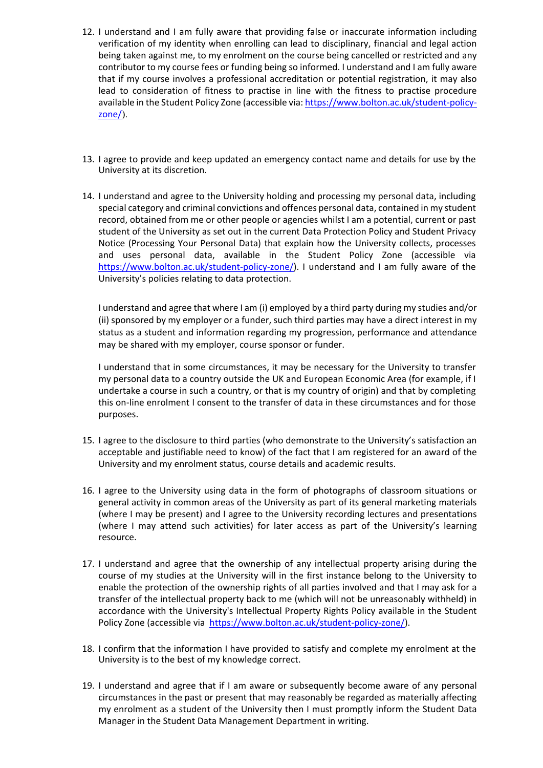12. I understand and I am fully aware that providing false or inaccurate information including verification of my identity when enrolling can lead to disciplinary, financial and legal action being taken against me, to my enrolment on the course being cancelled or restricted and any contributor to my course fees or funding being so informed. I understand and I am fully aware that if my course involves a professional accreditation or potential registration, it may also lead to consideration of fitness to practise in line with the fitness to practise procedure available in the Student Policy Zone (accessible via: https://www.bolton.ac.uk/student-policy-zone/).

13. I agree to provide and keep updated an emergency contact name and details for use by the University at its discretion.

14. I understand and agree to the University holding and processing my personal data, including special category and criminal convictions and offences personal data, contained in my student record, obtained from me or other people or agencies whilst I am a potential, current or past student of the University as set out in the current Data Protection Policy and Student Privacy Notice (Processing Your Personal Data) that explain how the University collects, processes and uses personal data, available in the Student Policy Zone (accessible via https://www.bolton.ac.uk/student-policy-zone/). I understand and I am fully aware of the University's policies relating to data protection.

    I understand and agree that where I am (i) employed by a third party during my studies and/or (ii) sponsored by my employer or a funder, such third parties may have a direct interest in my status as a student and information regarding my progression, performance and attendance may be shared with my employer, course sponsor or funder.

    I understand that in some circumstances, it may be necessary for the University to transfer my personal data to a country outside the UK and European Economic Area (for example, if I undertake a course in such a country, or that is my country of origin) and that by completing this on-line enrolment I consent to the transfer of data in these circumstances and for those purposes.

15. I agree to the disclosure to third parties (who demonstrate to the University's satisfaction an acceptable and justifiable need to know) of the fact that I am registered for an award of the University and my enrolment status, course details and academic results.

16. I agree to the University using data in the form of photographs of classroom situations or general activity in common areas of the University as part of its general marketing materials (where I may be present) and I agree to the University recording lectures and presentations (where I may attend such activities) for later access as part of the University's learning resource.

17. I understand and agree that the ownership of any intellectual property arising during the course of my studies at the University will in the first instance belong to the University to enable the protection of the ownership rights of all parties involved and that I may ask for a transfer of the intellectual property back to me (which will not be unreasonably withheld) in accordance with the University's Intellectual Property Rights Policy available in the Student Policy Zone (accessible via https://www.bolton.ac.uk/student-policy-zone/).

18. I confirm that the information I have provided to satisfy and complete my enrolment at the University is to the best of my knowledge correct.

19. I understand and agree that if I am aware or subsequently become aware of any personal circumstances in the past or present that may reasonably be regarded as materially affecting my enrolment as a student of the University then I must promptly inform the Student Data Manager in the Student Data Management Department in writing.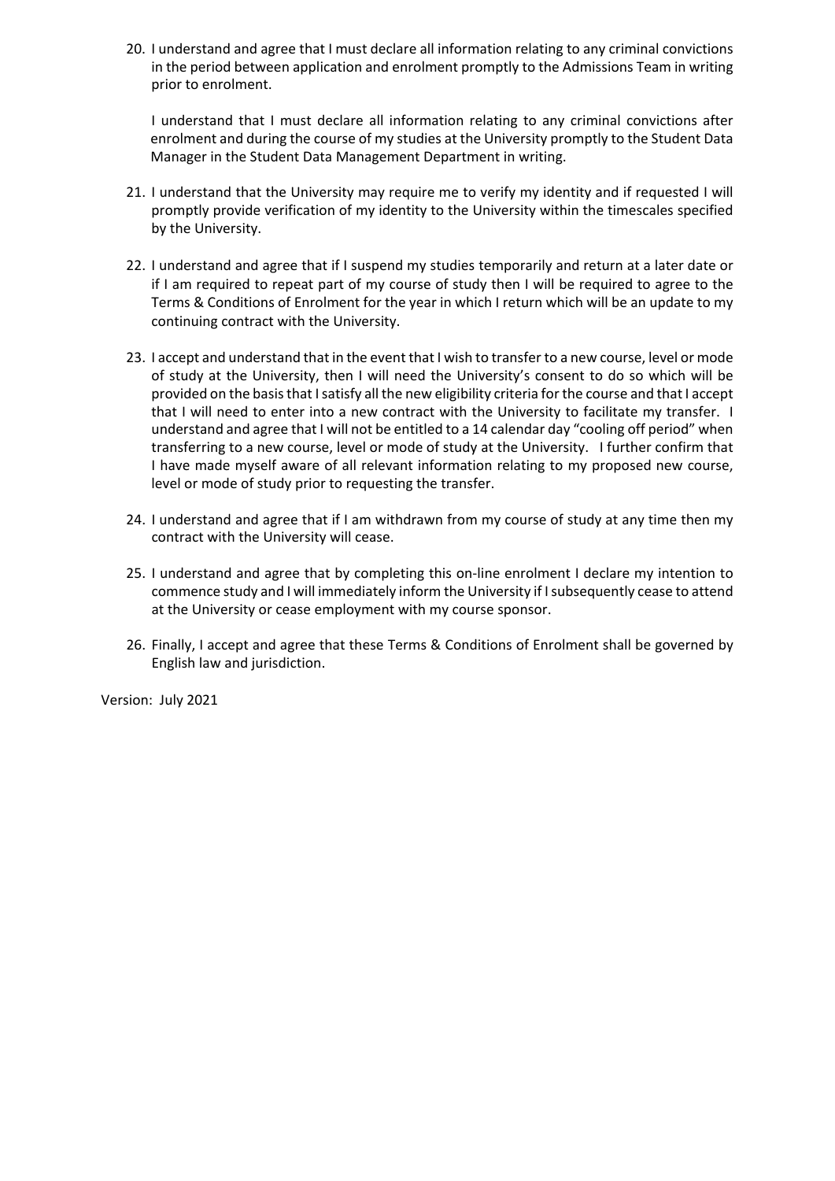20. I understand and agree that I must declare all information relating to any criminal convictions in the period between application and enrolment promptly to the Admissions Team in writing prior to enrolment.

    I understand that I must declare all information relating to any criminal convictions after enrolment and during the course of my studies at the University promptly to the Student Data Manager in the Student Data Management Department in writing.

21. I understand that the University may require me to verify my identity and if requested I will promptly provide verification of my identity to the University within the timescales specified by the University.

22. I understand and agree that if I suspend my studies temporarily and return at a later date or if I am required to repeat part of my course of study then I will be required to agree to the Terms & Conditions of Enrolment for the year in which I return which will be an update to my continuing contract with the University.

23. I accept and understand that in the event that I wish to transfer to a new course, level or mode of study at the University, then I will need the University's consent to do so which will be provided on the basis that I satisfy all the new eligibility criteria for the course and that I accept that I will need to enter into a new contract with the University to facilitate my transfer. I understand and agree that I will not be entitled to a 14 calendar day "cooling off period" when transferring to a new course, level or mode of study at the University. I further confirm that I have made myself aware of all relevant information relating to my proposed new course, level or mode of study prior to requesting the transfer.

24. I understand and agree that if I am withdrawn from my course of study at any time then my contract with the University will cease.

25. I understand and agree that by completing this on-line enrolment I declare my intention to commence study and I will immediately inform the University if I subsequently cease to attend at the University or cease employment with my course sponsor.

26. Finally, I accept and agree that these Terms & Conditions of Enrolment shall be governed by English law and jurisdiction.

Version: July 2021